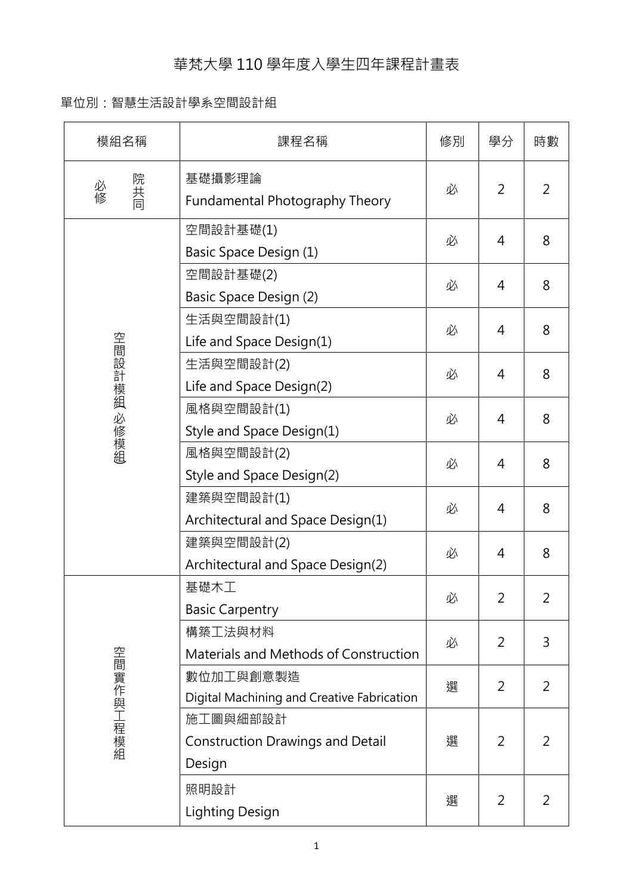# 華梵大學 110 學年度入學生四年課程計畫表

單位別：智慧生活設計學系空間設計組

| 模組名稱 | 課程名稱 | 修別 | 學分 | 時數 |
|---|---|---|---|---|
| 院共同必修 | 基礎攝影理論 Fundamental Photography Theory | 必 | 2 | 2 |
| 空間設計模組(必修模組) | 空間設計基礎(1) Basic Space Design (1) | 必 | 4 | 8 |
| | 空間設計基礎(2) Basic Space Design (2) | 必 | 4 | 8 |
| | 生活與空間設計(1) Life and Space Design(1) | 必 | 4 | 8 |
| | 生活與空間設計(2) Life and Space Design(2) | 必 | 4 | 8 |
| | 風格與空間設計(1) Style and Space Design(1) | 必 | 4 | 8 |
| | 風格與空間設計(2) Style and Space Design(2) | 必 | 4 | 8 |
| | 建築與空間設計(1) Architectural and Space Design(1) | 必 | 4 | 8 |
| | 建築與空間設計(2) Architectural and Space Design(2) | 必 | 4 | 8 |
| 空間實作與工程模組 | 基礎木工 Basic Carpentry | 必 | 2 | 2 |
| | 構築工法與材料 Materials and Methods of Construction | 必 | 2 | 3 |
| | 數位加工與創意製造 Digital Machining and Creative Fabrication | 選 | 2 | 2 |
| | 施工圖與細部設計 Construction Drawings and Detail Design | 選 | 2 | 2 |
| | 照明設計 Lighting Design | 選 | 2 | 2 |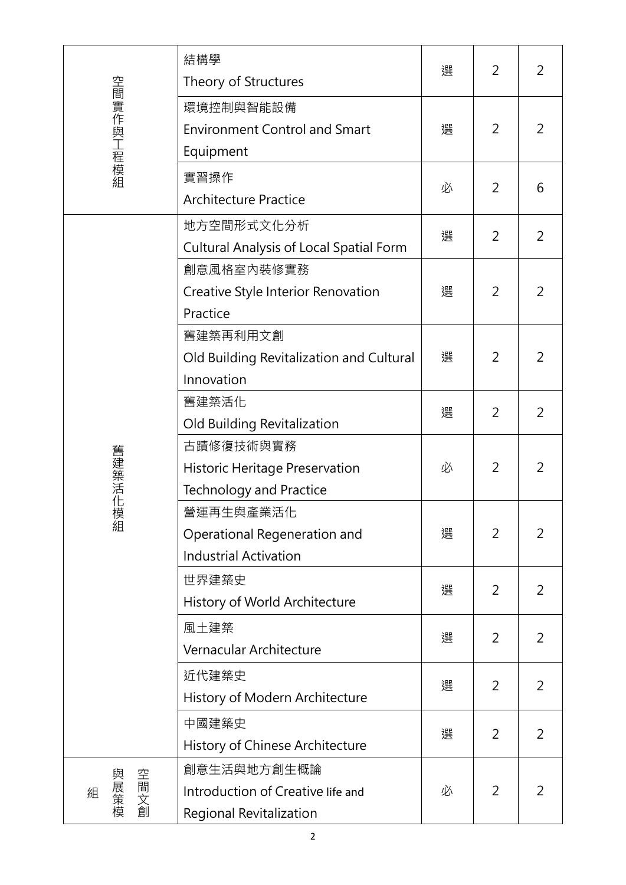| | | | | |
|---|---|---|---|---|
| 空間實作與工程模組 | 結構學<br>Theory of Structures | 選 | 2 | 2 |
| | 環境控制與智能設備<br>Environment Control and Smart Equipment | 選 | 2 | 2 |
| | 實習操作<br>Architecture Practice | 必 | 2 | 6 |
| 舊建築活化模組 | 地方空間形式文化分析<br>Cultural Analysis of Local Spatial Form | 選 | 2 | 2 |
| | 創意風格室內裝修實務<br>Creative Style Interior Renovation Practice | 選 | 2 | 2 |
| | 舊建築再利用文創<br>Old Building Revitalization and Cultural Innovation | 選 | 2 | 2 |
| | 舊建築活化<br>Old Building Revitalization | 選 | 2 | 2 |
| | 古蹟修復技術與實務<br>Historic Heritage Preservation Technology and Practice | 必 | 2 | 2 |
| | 營運再生與產業活化<br>Operational Regeneration and Industrial Activation | 選 | 2 | 2 |
| | 世界建築史<br>History of World Architecture | 選 | 2 | 2 |
| | 風土建築<br>Vernacular Architecture | 選 | 2 | 2 |
| | 近代建築史<br>History of Modern Architecture | 選 | 2 | 2 |
| | 中國建築史<br>History of Chinese Architecture | 選 | 2 | 2 |
| 空間文創與展策模組 | 創意生活與地方創生概論<br>Introduction of Creative life and Regional Revitalization | 必 | 2 | 2 |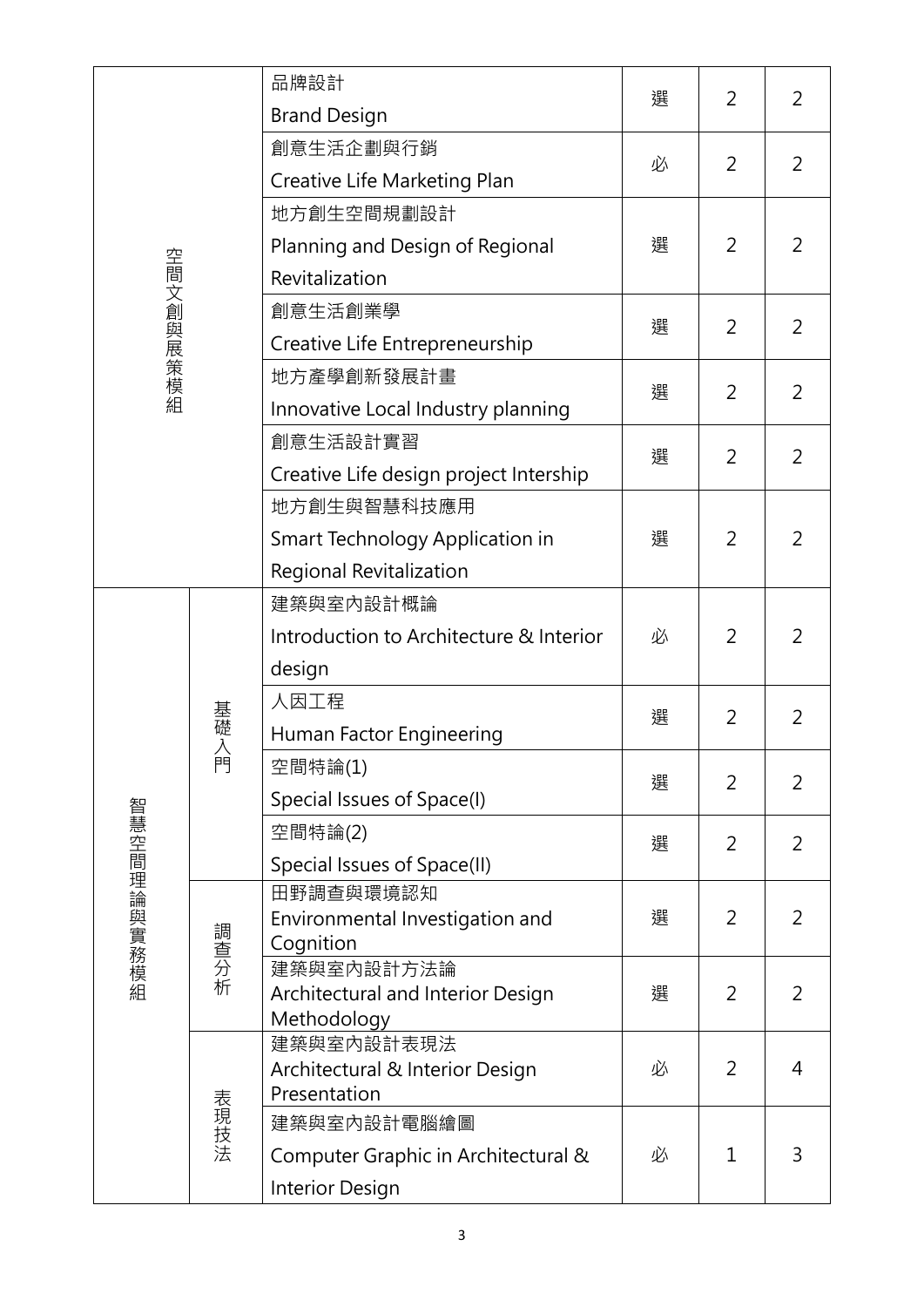| | | | | | |
|---|---|---|---|---|---|
| 空間文創與展策模組 | | 品牌設計<br>Brand Design | 選 | 2 | 2 |
| | | 創意生活企劃與行銷<br>Creative Life Marketing Plan | 必 | 2 | 2 |
| | | 地方創生空間規劃設計<br>Planning and Design of Regional Revitalization | 選 | 2 | 2 |
| | | 創意生活創業學<br>Creative Life Entrepreneurship | 選 | 2 | 2 |
| | | 地方產學創新發展計畫<br>Innovative Local Industry planning | 選 | 2 | 2 |
| | | 創意生活設計實習<br>Creative Life design project Intership | 選 | 2 | 2 |
| | | 地方創生與智慧科技應用<br>Smart Technology Application in Regional Revitalization | 選 | 2 | 2 |
| 智慧空間理論與實務模組 | 基礎入門 | 建築與室內設計概論<br>Introduction to Architecture & Interior design | 必 | 2 | 2 |
| | | 人因工程<br>Human Factor Engineering | 選 | 2 | 2 |
| | | 空間特論(1)<br>Special Issues of Space(I) | 選 | 2 | 2 |
| | | 空間特論(2)<br>Special Issues of Space(II) | 選 | 2 | 2 |
| | 調查分析 | 田野調查與環境認知<br>Environmental Investigation and Cognition | 選 | 2 | 2 |
| | | 建築與室內設計方法論<br>Architectural and Interior Design Methodology | 選 | 2 | 2 |
| | 表現技法 | 建築與室內設計表現法<br>Architectural & Interior Design Presentation | 必 | 2 | 4 |
| | | 建築與室內設計電腦繪圖<br>Computer Graphic in Architectural & Interior Design | 必 | 1 | 3 |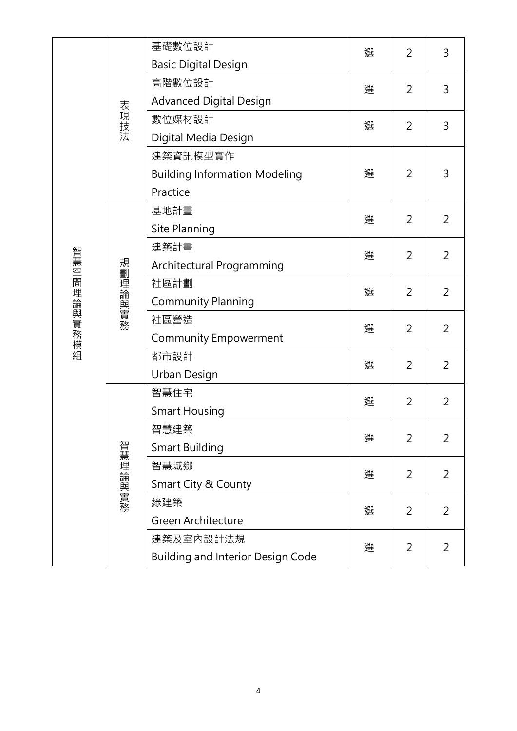| | | | | | |
|---|---|---|---|---|---|
| 智慧空間理論與實務模組 | 表現技法 | 基礎數位設計<br>Basic Digital Design | 選 | 2 | 3 |
| | | 高階數位設計<br>Advanced Digital Design | 選 | 2 | 3 |
| | | 數位媒材設計<br>Digital Media Design | 選 | 2 | 3 |
| | | 建築資訊模型實作<br>Building Information Modeling Practice | 選 | 2 | 3 |
| | 規劃理論與實務 | 基地計畫<br>Site Planning | 選 | 2 | 2 |
| | | 建築計畫<br>Architectural Programming | 選 | 2 | 2 |
| | | 社區計劃<br>Community Planning | 選 | 2 | 2 |
| | | 社區營造<br>Community Empowerment | 選 | 2 | 2 |
| | | 都市設計<br>Urban Design | 選 | 2 | 2 |
| | 智慧理論與實務 | 智慧住宅<br>Smart Housing | 選 | 2 | 2 |
| | | 智慧建築<br>Smart Building | 選 | 2 | 2 |
| | | 智慧城鄉<br>Smart City & County | 選 | 2 | 2 |
| | | 綠建築<br>Green Architecture | 選 | 2 | 2 |
| | | 建築及室內設計法規<br>Building and Interior Design Code | 選 | 2 | 2 |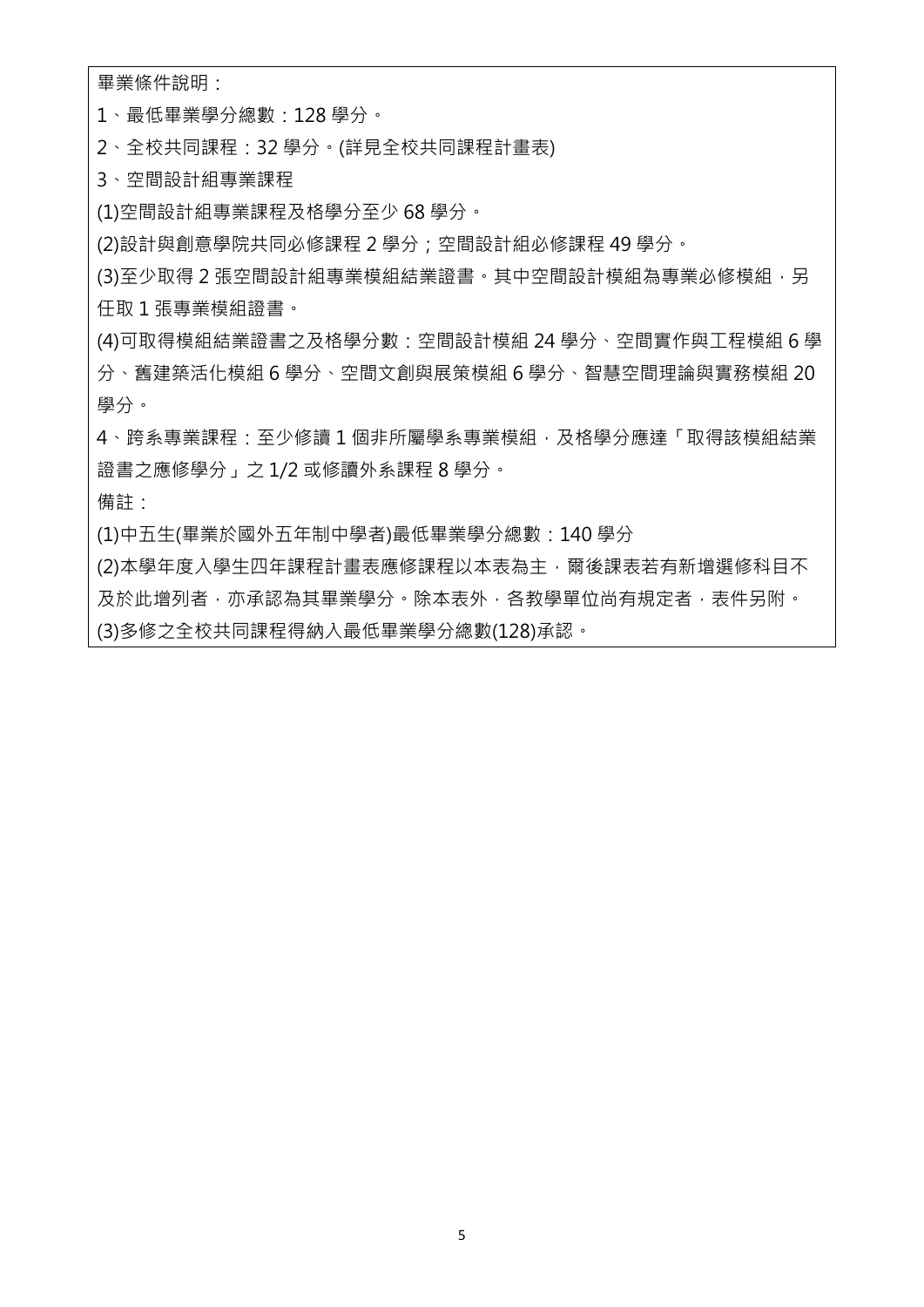畢業條件說明：

1、最低畢業學分總數：128 學分。

2、全校共同課程：32 學分。(詳見全校共同課程計畫表)

3、空間設計組專業課程

(1)空間設計組專業課程及格學分至少 68 學分。

(2)設計與創意學院共同必修課程 2 學分；空間設計組必修課程 49 學分。

(3)至少取得 2 張空間設計組專業模組結業證書。其中空間設計模組為專業必修模組，另任取 1 張專業模組證書。

(4)可取得模組結業證書之及格學分數：空間設計模組 24 學分、空間實作與工程模組 6 學分、舊建築活化模組 6 學分、空間文創與展策模組 6 學分、智慧空間理論與實務模組 20 學分。

4、跨系專業課程：至少修讀 1 個非所屬學系專業模組，及格學分應達「取得該模組結業證書之應修學分」之 1/2 或修讀外系課程 8 學分。

備註：

(1)中五生(畢業於國外五年制中學者)最低畢業學分總數：140 學分

(2)本學年度入學生四年課程計畫表應修課程以本表為主，爾後課表若有新增選修科目不及於此增列者，亦承認為其畢業學分。除本表外，各教學單位尚有規定者，表件另附。

(3)多修之全校共同課程得納入最低畢業學分總數(128)承認。